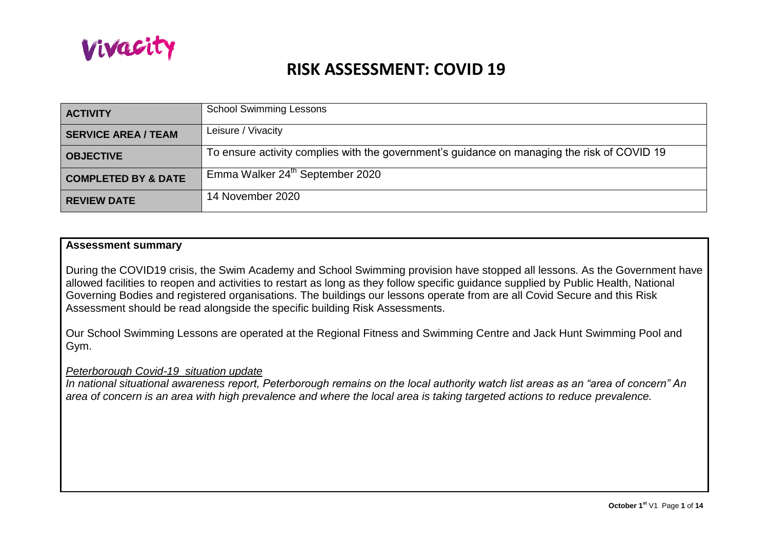Vivacity

# RISK ASSESSMENT: COVID 19

| | |
|---|---|
| **ACTIVITY** | School Swimming Lessons |
| **SERVICE AREA / TEAM** | Leisure / Vivacity |
| **OBJECTIVE** | To ensure activity complies with the government's guidance on managing the risk of COVID 19 |
| **COMPLETED BY & DATE** | Emma Walker 24th September 2020 |
| **REVIEW DATE** | 14 November 2020 |

**Assessment summary**

During the COVID19 crisis, the Swim Academy and School Swimming provision have stopped all lessons. As the Government have allowed facilities to reopen and activities to restart as long as they follow specific guidance supplied by Public Health, National Governing Bodies and registered organisations. The buildings our lessons operate from are all Covid Secure and this Risk Assessment should be read alongside the specific building Risk Assessments.

Our School Swimming Lessons are operated at the Regional Fitness and Swimming Centre and Jack Hunt Swimming Pool and Gym.

*Peterborough Covid-19 situation update*

*In national situational awareness report, Peterborough remains on the local authority watch list areas as an "area of concern" An area of concern is an area with high prevalence and where the local area is taking targeted actions to reduce prevalence.*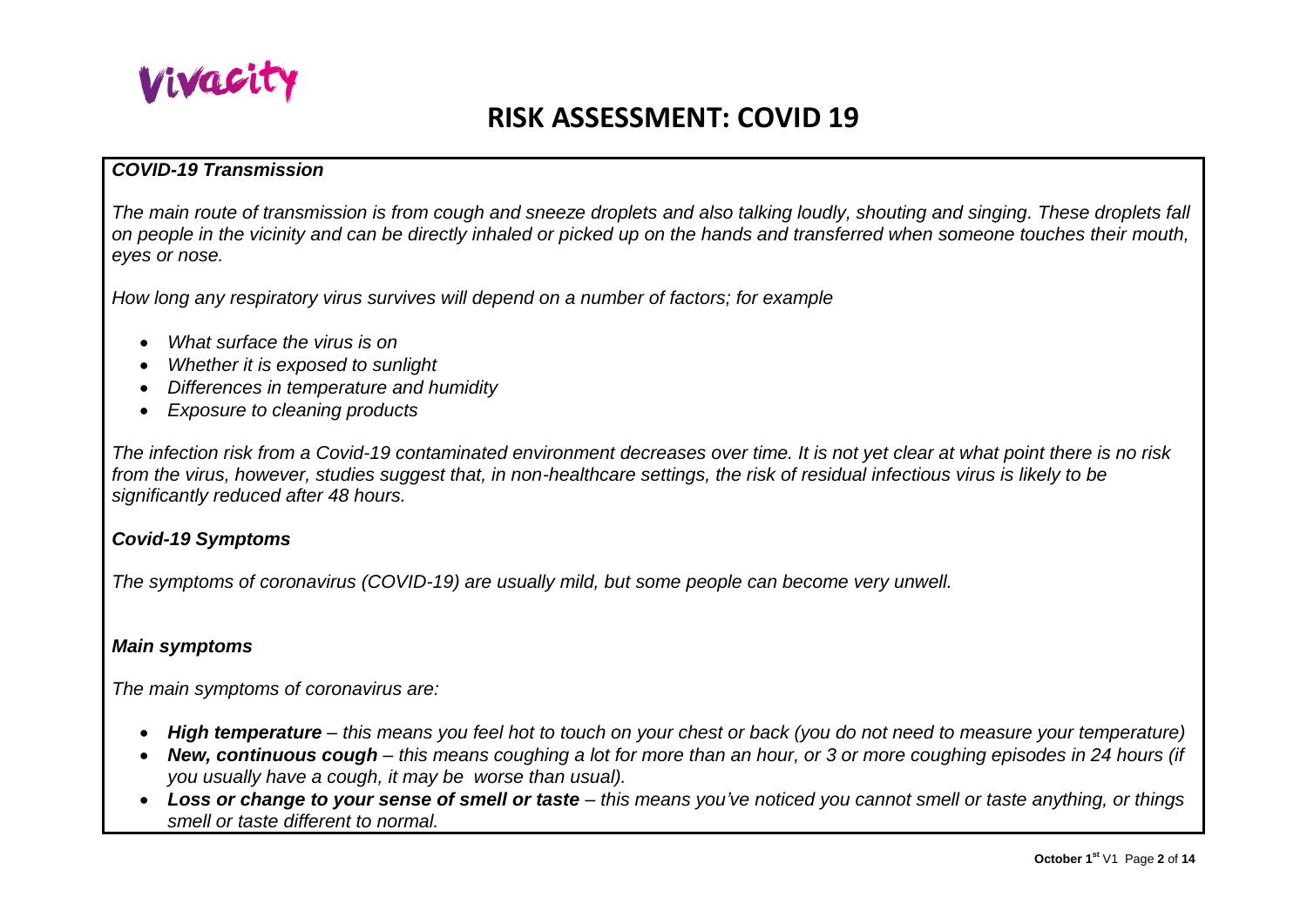# RISK ASSESSMENT: COVID 19

### *COVID-19 Transmission*

*The main route of transmission is from cough and sneeze droplets and also talking loudly, shouting and singing. These droplets fall on people in the vicinity and can be directly inhaled or picked up on the hands and transferred when someone touches their mouth, eyes or nose.*

*How long any respiratory virus survives will depend on a number of factors; for example*

- *What surface the virus is on*
- *Whether it is exposed to sunlight*
- *Differences in temperature and humidity*
- *Exposure to cleaning products*

*The infection risk from a Covid-19 contaminated environment decreases over time. It is not yet clear at what point there is no risk from the virus, however, studies suggest that, in non-healthcare settings, the risk of residual infectious virus is likely to be significantly reduced after 48 hours.*

### *Covid-19 Symptoms*

*The symptoms of coronavirus (COVID-19) are usually mild, but some people can become very unwell.*

### *Main symptoms*

*The main symptoms of coronavirus are:*

- ***High temperature** – this means you feel hot to touch on your chest or back (you do not need to measure your temperature)*
- ***New, continuous cough** – this means coughing a lot for more than an hour, or 3 or more coughing episodes in 24 hours (if you usually have a cough, it may be worse than usual).*
- ***Loss or change to your sense of smell or taste** – this means you've noticed you cannot smell or taste anything, or things smell or taste different to normal.*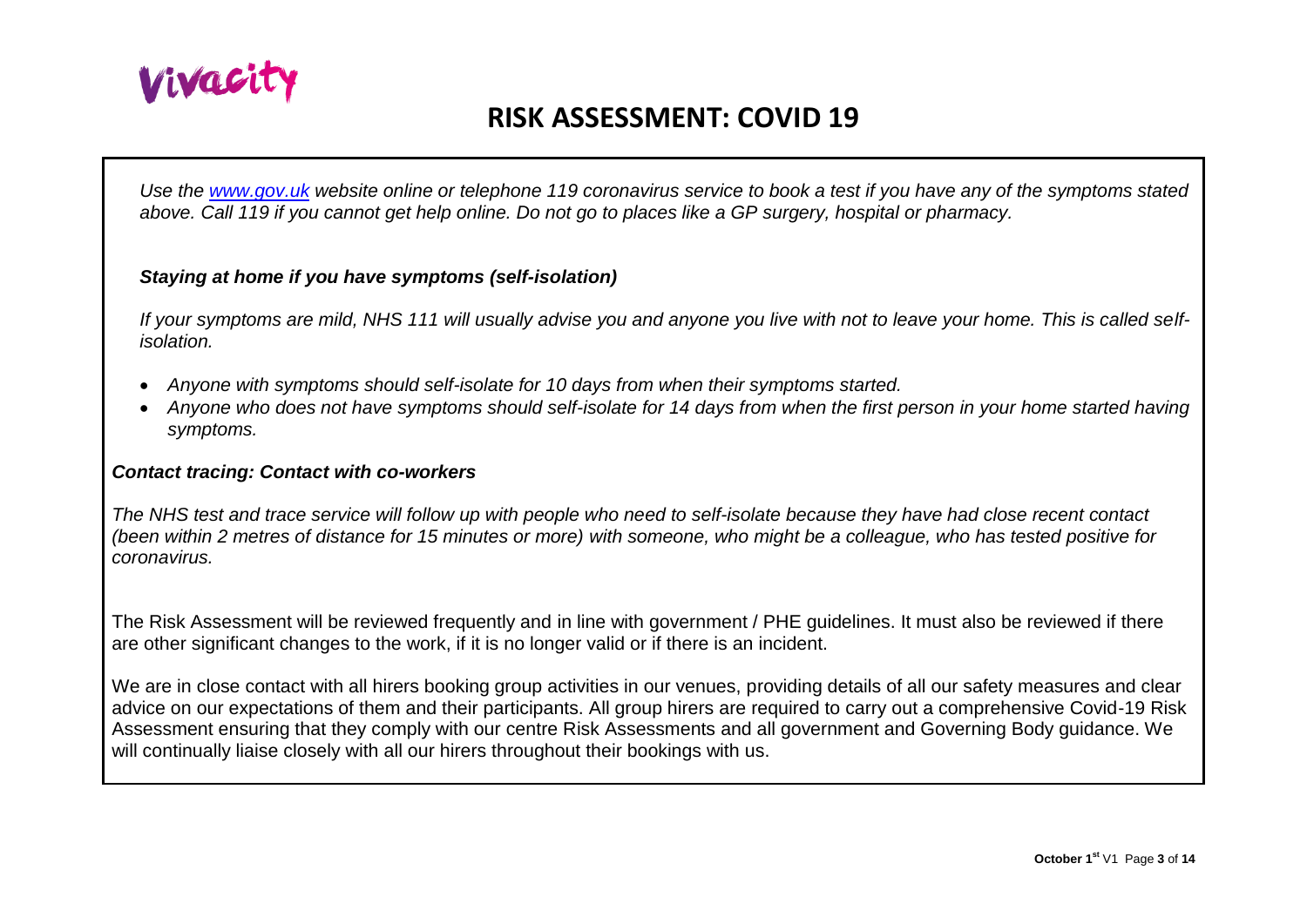*Use the [www.gov.uk](http://www.gov.uk) website online or telephone 119 coronavirus service to book a test if you have any of the symptoms stated above. Call 119 if you cannot get help online. Do not go to places like a GP surgery, hospital or pharmacy.*

***Staying at home if you have symptoms (self-isolation)***

*If your symptoms are mild, NHS 111 will usually advise you and anyone you live with not to leave your home. This is called self-isolation.*

- *Anyone with symptoms should self-isolate for 10 days from when their symptoms started.*
- *Anyone who does not have symptoms should self-isolate for 14 days from when the first person in your home started having symptoms.*

***Contact tracing: Contact with co-workers***

*The NHS test and trace service will follow up with people who need to self-isolate because they have had close recent contact (been within 2 metres of distance for 15 minutes or more) with someone, who might be a colleague, who has tested positive for coronavirus.*

The Risk Assessment will be reviewed frequently and in line with government / PHE guidelines. It must also be reviewed if there are other significant changes to the work, if it is no longer valid or if there is an incident.

We are in close contact with all hirers booking group activities in our venues, providing details of all our safety measures and clear advice on our expectations of them and their participants. All group hirers are required to carry out a comprehensive Covid-19 Risk Assessment ensuring that they comply with our centre Risk Assessments and all government and Governing Body guidance. We will continually liaise closely with all our hirers throughout their bookings with us.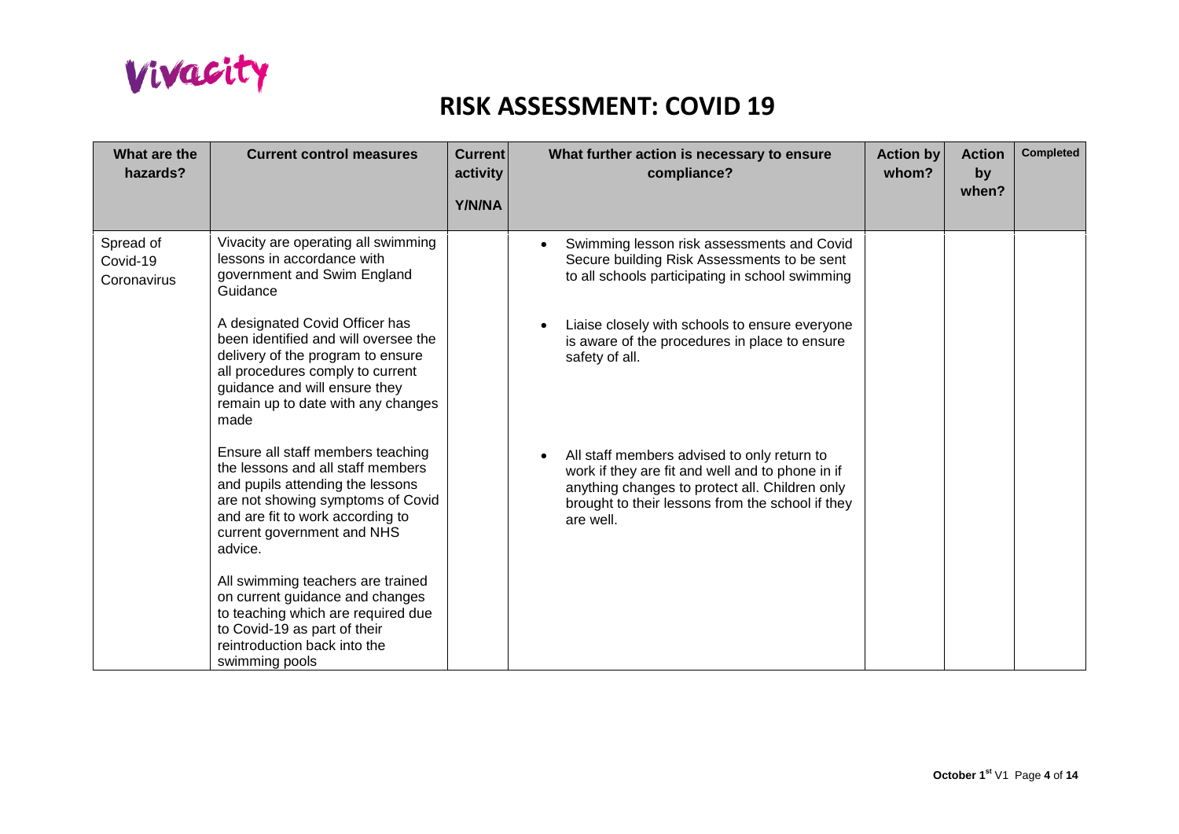# RISK ASSESSMENT: COVID 19

| What are the hazards? | Current control measures | Current activity Y/N/NA | What further action is necessary to ensure compliance? | Action by whom? | Action by when? | Completed |
|---|---|---|---|---|---|---|
| Spread of Covid-19 Coronavirus | Vivacity are operating all swimming lessons in accordance with government and Swim England Guidance<br><br>A designated Covid Officer has been identified and will oversee the delivery of the program to ensure all procedures comply to current guidance and will ensure they remain up to date with any changes made<br><br>Ensure all staff members teaching the lessons and all staff members and pupils attending the lessons are not showing symptoms of Covid and are fit to work according to current government and NHS advice.<br><br>All swimming teachers are trained on current guidance and changes to teaching which are required due to Covid-19 as part of their reintroduction back into the swimming pools | | • Swimming lesson risk assessments and Covid Secure building Risk Assessments to be sent to all schools participating in school swimming<br><br>• Liaise closely with schools to ensure everyone is aware of the procedures in place to ensure safety of all.<br><br>• All staff members advised to only return to work if they are fit and well and to phone in if anything changes to protect all. Children only brought to their lessons from the school if they are well. | | | |

October 1st V1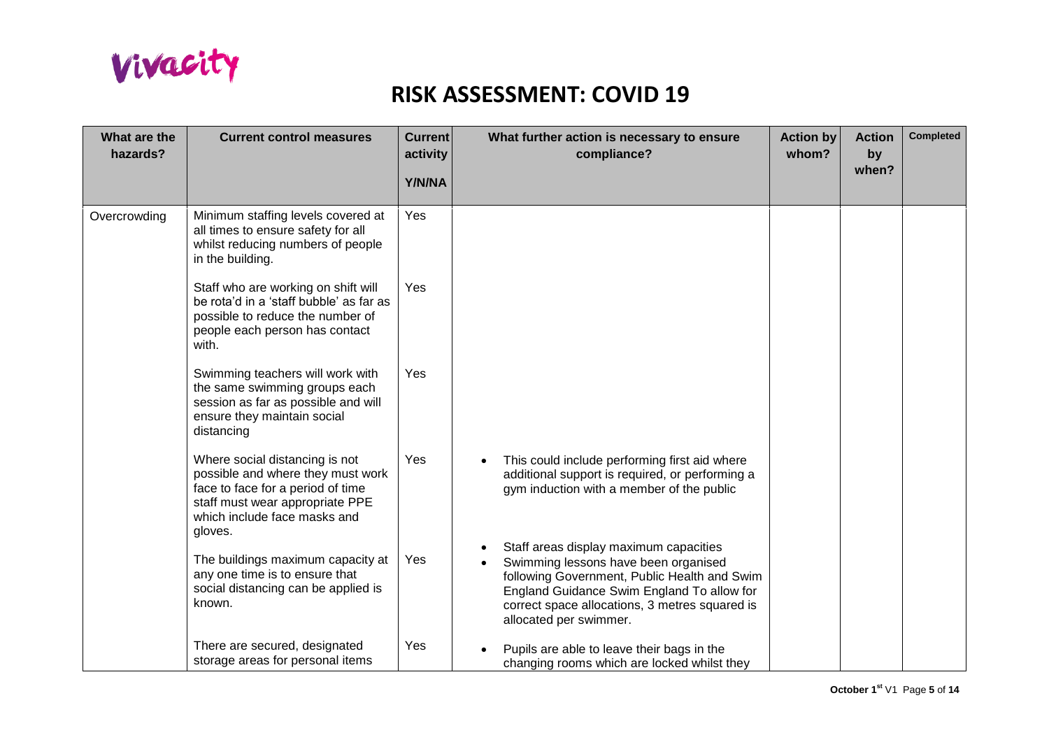Vivacity

# RISK ASSESSMENT: COVID 19

| What are the hazards? | Current control measures | Current activity Y/N/NA | What further action is necessary to ensure compliance? | Action by whom? | Action by when? | Completed |
|---|---|---|---|---|---|---|
| Overcrowding | Minimum staffing levels covered at all times to ensure safety for all whilst reducing numbers of people in the building. | Yes | | | | |
| | Staff who are working on shift will be rota'd in a 'staff bubble' as far as possible to reduce the number of people each person has contact with. | Yes | | | | |
| | Swimming teachers will work with the same swimming groups each session as far as possible and will ensure they maintain social distancing | Yes | | | | |
| | Where social distancing is not possible and where they must work face to face for a period of time staff must wear appropriate PPE which include face masks and gloves. | Yes | • This could include performing first aid where additional support is required, or performing a gym induction with a member of the public | | | |
| | The buildings maximum capacity at any one time is to ensure that social distancing can be applied is known. | Yes | • Staff areas display maximum capacities<br>• Swimming lessons have been organised following Government, Public Health and Swim England Guidance Swim England To allow for correct space allocations, 3 metres squared is allocated per swimmer. | | | |
| | There are secured, designated storage areas for personal items | Yes | • Pupils are able to leave their bags in the changing rooms which are locked whilst they | | | |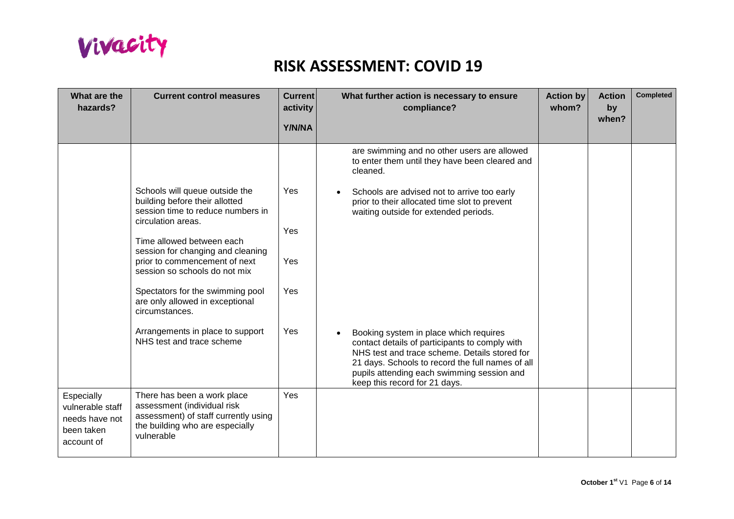Vivacity

# RISK ASSESSMENT: COVID 19

| What are the hazards? | Current control measures | Current activity Y/N/NA | What further action is necessary to ensure compliance? | Action by whom? | Action by when? | Completed |
|---|---|---|---|---|---|---|
| | | | are swimming and no other users are allowed to enter them until they have been cleared and cleaned. | | | |
| | Schools will queue outside the building before their allotted session time to reduce numbers in circulation areas. | Yes | • Schools are advised not to arrive too early prior to their allocated time slot to prevent waiting outside for extended periods. | | | |
| | Time allowed between each session for changing and cleaning prior to commencement of next session so schools do not mix | Yes | | | | |
| | | Yes | | | | |
| | Spectators for the swimming pool are only allowed in exceptional circumstances. | Yes | | | | |
| | Arrangements in place to support NHS test and trace scheme | Yes | • Booking system in place which requires contact details of participants to comply with NHS test and trace scheme. Details stored for 21 days. Schools to record the full names of all pupils attending each swimming session and keep this record for 21 days. | | | |
| Especially vulnerable staff needs have not been taken account of | There has been a work place assessment (individual risk assessment) of staff currently using the building who are especially vulnerable | Yes | | | | |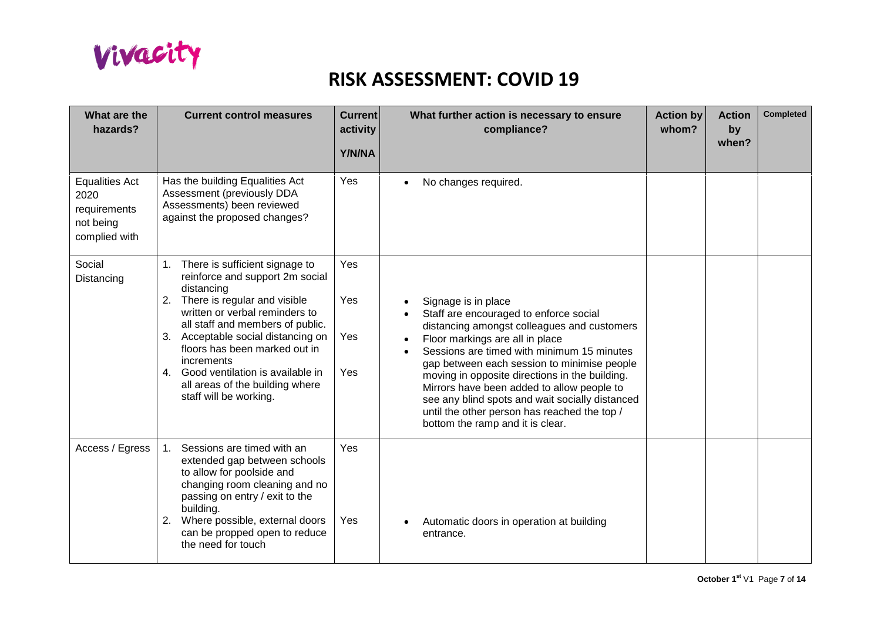Vivacity

# RISK ASSESSMENT: COVID 19

| What are the hazards? | Current control measures | Current activity Y/N/NA | What further action is necessary to ensure compliance? | Action by whom? | Action by when? | Completed |
|---|---|---|---|---|---|---|
| Equalities Act 2020 requirements not being complied with | Has the building Equalities Act Assessment (previously DDA Assessments) been reviewed against the proposed changes? | Yes | • No changes required. | | | |
| Social Distancing | 1. There is sufficient signage to reinforce and support 2m social distancing<br>2. There is regular and visible written or verbal reminders to all staff and members of public.<br>3. Acceptable social distancing on floors has been marked out in increments<br>4. Good ventilation is available in all areas of the building where staff will be working. | Yes<br>Yes<br>Yes<br>Yes | • Signage is in place<br>• Staff are encouraged to enforce social distancing amongst colleagues and customers<br>• Floor markings are all in place<br>• Sessions are timed with minimum 15 minutes gap between each session to minimise people moving in opposite directions in the building. Mirrors have been added to allow people to see any blind spots and wait socially distanced until the other person has reached the top / bottom the ramp and it is clear. | | | |
| Access / Egress | 1. Sessions are timed with an extended gap between schools to allow for poolside and changing room cleaning and no passing on entry / exit to the building.<br>2. Where possible, external doors can be propped open to reduce the need for touch | Yes<br>Yes | • Automatic doors in operation at building entrance. | | | |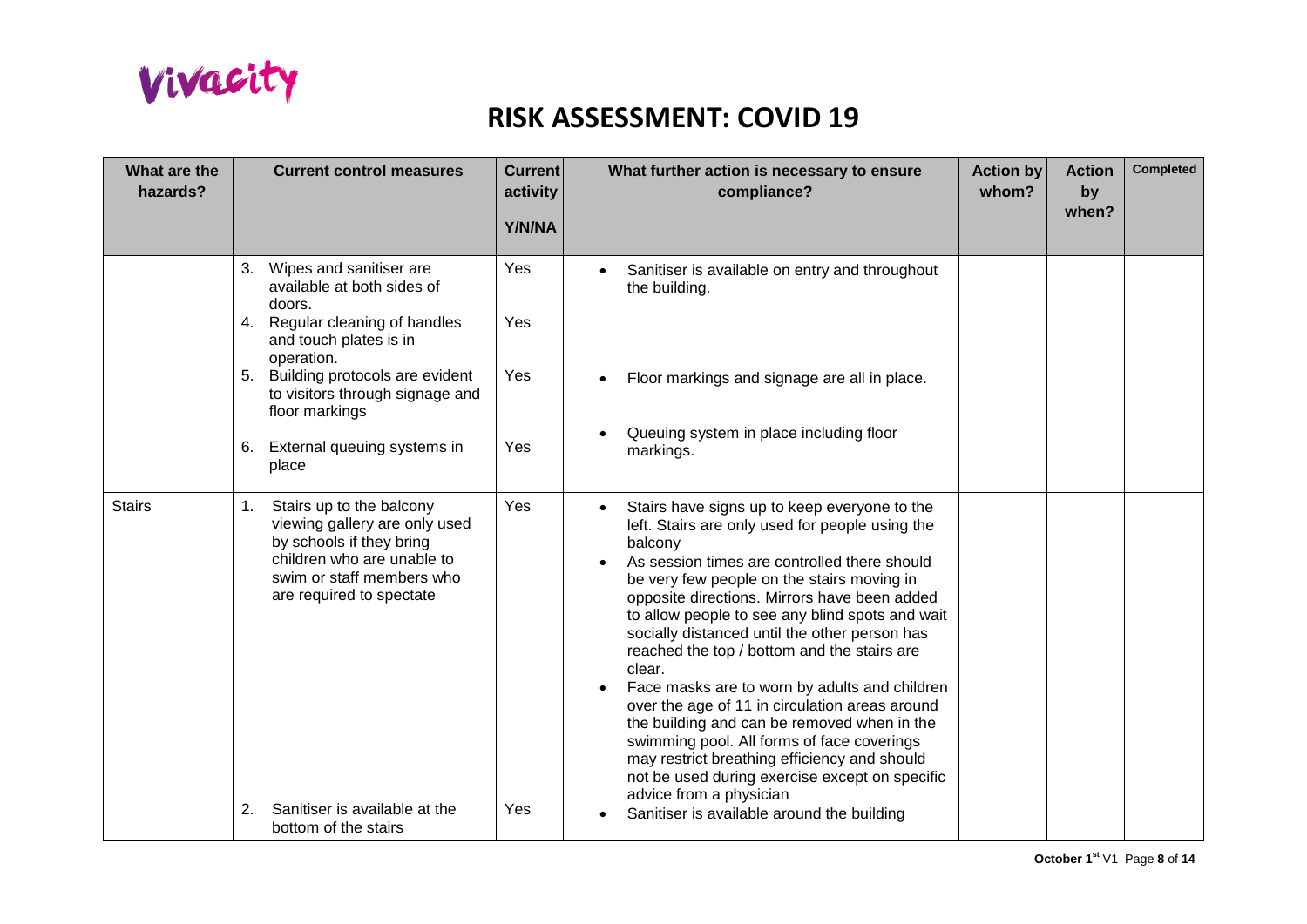# RISK ASSESSMENT: COVID 19

| What are the hazards? | Current control measures | Current activity Y/N/NA | What further action is necessary to ensure compliance? | Action by whom? | Action by when? | Completed |
|---|---|---|---|---|---|---|
| | 3. Wipes and sanitiser are available at both sides of doors.<br>4. Regular cleaning of handles and touch plates is in operation.<br>5. Building protocols are evident to visitors through signage and floor markings<br>6. External queuing systems in place | Yes<br>Yes<br>Yes<br>Yes | • Sanitiser is available on entry and throughout the building.<br>• Floor markings and signage are all in place.<br>• Queuing system in place including floor markings. | | | |
| Stairs | 1. Stairs up to the balcony viewing gallery are only used by schools if they bring children who are unable to swim or staff members who are required to spectate<br>2. Sanitiser is available at the bottom of the stairs | Yes<br>Yes | • Stairs have signs up to keep everyone to the left. Stairs are only used for people using the balcony<br>• As session times are controlled there should be very few people on the stairs moving in opposite directions. Mirrors have been added to allow people to see any blind spots and wait socially distanced until the other person has reached the top / bottom and the stairs are clear.<br>• Face masks are to worn by adults and children over the age of 11 in circulation areas around the building and can be removed when in the swimming pool. All forms of face coverings may restrict breathing efficiency and should not be used during exercise except on specific advice from a physician<br>• Sanitiser is available around the building | | | |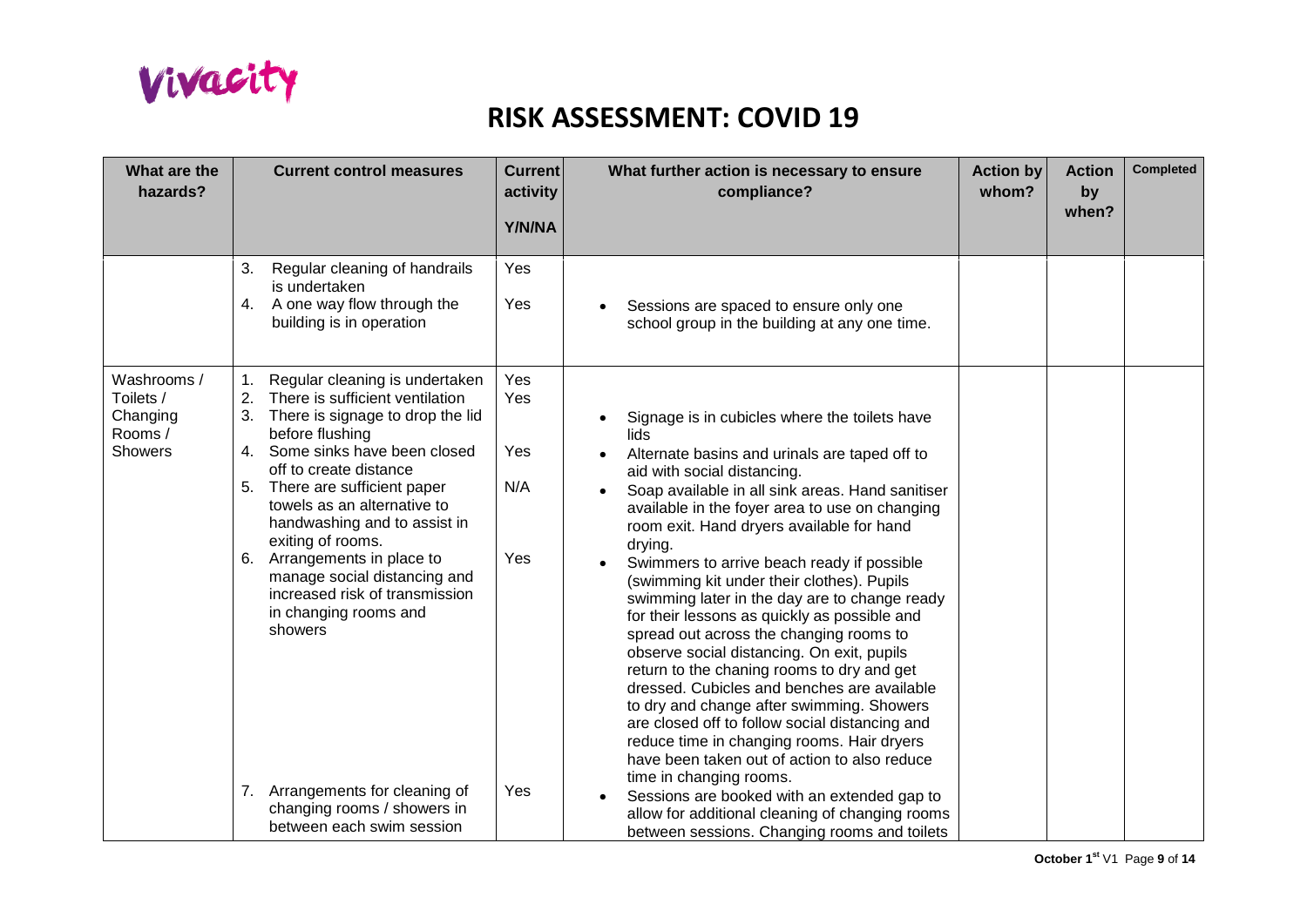# RISK ASSESSMENT: COVID 19

| What are the hazards? | Current control measures | Current activity Y/N/NA | What further action is necessary to ensure compliance? | Action by whom? | Action by when? | Completed |
|---|---|---|---|---|---|---|
| | 3. Regular cleaning of handrails is undertaken<br>4. A one way flow through the building is in operation | Yes<br>Yes | • Sessions are spaced to ensure only one school group in the building at any one time. | | | |
| Washrooms / Toilets / Changing Rooms / Showers | 1. Regular cleaning is undertaken<br>2. There is sufficient ventilation<br>3. There is signage to drop the lid before flushing<br>4. Some sinks have been closed off to create distance<br>5. There are sufficient paper towels as an alternative to handwashing and to assist in exiting of rooms.<br>6. Arrangements in place to manage social distancing and increased risk of transmission in changing rooms and showers<br>7. Arrangements for cleaning of changing rooms / showers in between each swim session | Yes<br>Yes<br>Yes<br>N/A<br>Yes<br>Yes | • Signage is in cubicles where the toilets have lids<br>• Alternate basins and urinals are taped off to aid with social distancing.<br>• Soap available in all sink areas. Hand sanitiser available in the foyer area to use on changing room exit. Hand dryers available for hand drying.<br>• Swimmers to arrive beach ready if possible (swimming kit under their clothes). Pupils swimming later in the day are to change ready for their lessons as quickly as possible and spread out across the changing rooms to observe social distancing. On exit, pupils return to the chaning rooms to dry and get dressed. Cubicles and benches are available to dry and change after swimming. Showers are closed off to follow social distancing and reduce time in changing rooms. Hair dryers have been taken out of action to also reduce time in changing rooms.<br>• Sessions are booked with an extended gap to allow for additional cleaning of changing rooms between sessions. Changing rooms and toilets | | | |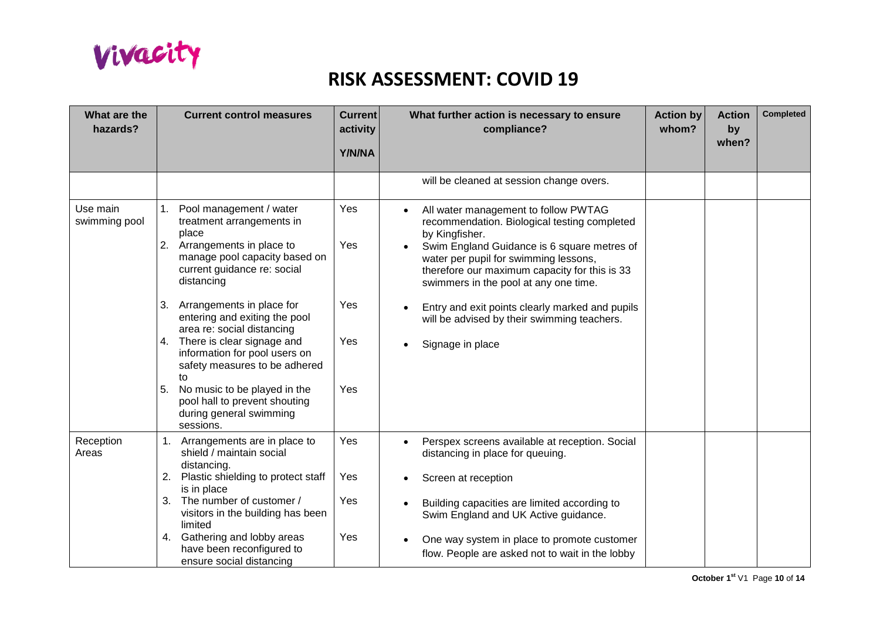Vivacity

# RISK ASSESSMENT: COVID 19

| What are the hazards? | Current control measures | Current activity Y/N/NA | What further action is necessary to ensure compliance? | Action by whom? | Action by when? | Completed |
|---|---|---|---|---|---|---|
| | | | will be cleaned at session change overs. | | | |
| Use main swimming pool | 1. Pool management / water treatment arrangements in place<br>2. Arrangements in place to manage pool capacity based on current guidance re: social distancing<br>3. Arrangements in place for entering and exiting the pool area re: social distancing<br>4. There is clear signage and information for pool users on safety measures to be adhered to<br>5. No music to be played in the pool hall to prevent shouting during general swimming sessions. | Yes<br>Yes<br>Yes<br>Yes<br>Yes | • All water management to follow PWTAG recommendation. Biological testing completed by Kingfisher.<br>• Swim England Guidance is 6 square metres of water per pupil for swimming lessons, therefore our maximum capacity for this is 33 swimmers in the pool at any one time.<br>• Entry and exit points clearly marked and pupils will be advised by their swimming teachers.<br>• Signage in place | | | |
| Reception Areas | 1. Arrangements are in place to shield / maintain social distancing.<br>2. Plastic shielding to protect staff is in place<br>3. The number of customer / visitors in the building has been limited<br>4. Gathering and lobby areas have been reconfigured to ensure social distancing | Yes<br>Yes<br>Yes<br>Yes | • Perspex screens available at reception. Social distancing in place for queuing.<br>• Screen at reception<br>• Building capacities are limited according to Swim England and UK Active guidance.<br>• One way system in place to promote customer flow. People are asked not to wait in the lobby | | | |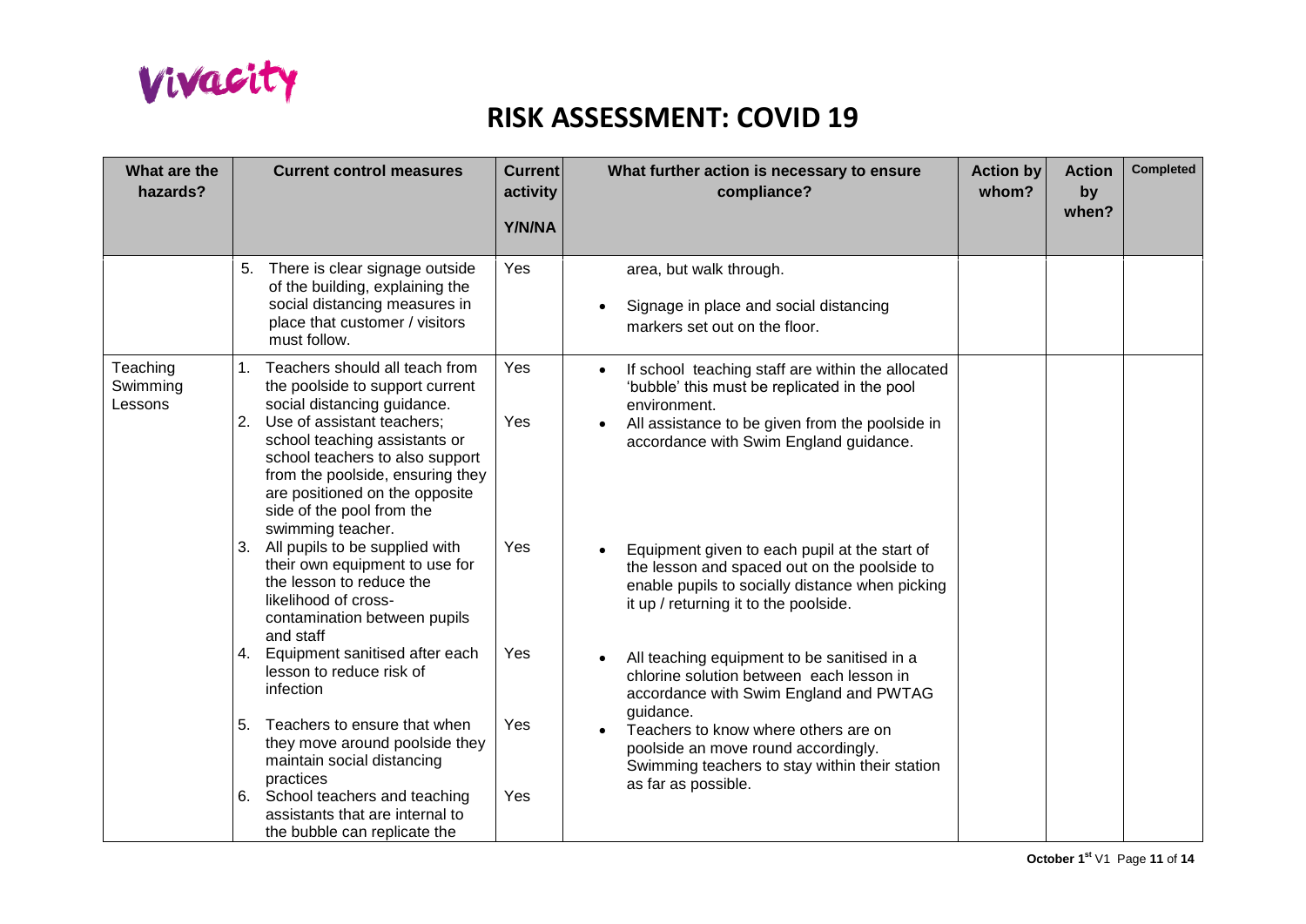Vivacity

# RISK ASSESSMENT: COVID 19

| What are the hazards? | Current control measures | Current activity Y/N/NA | What further action is necessary to ensure compliance? | Action by whom? | Action by when? | Completed |
|---|---|---|---|---|---|---|
| | 5. There is clear signage outside of the building, explaining the social distancing measures in place that customer / visitors must follow. | Yes | area, but walk through.<br>• Signage in place and social distancing markers set out on the floor. | | | |
| Teaching Swimming Lessons | 1. Teachers should all teach from the poolside to support current social distancing guidance.<br>2. Use of assistant teachers; school teaching assistants or school teachers to also support from the poolside, ensuring they are positioned on the opposite side of the pool from the swimming teacher. | Yes<br>Yes | • If school teaching staff are within the allocated 'bubble' this must be replicated in the pool environment.<br>• All assistance to be given from the poolside in accordance with Swim England guidance. | | | |
| | 3. All pupils to be supplied with their own equipment to use for the lesson to reduce the likelihood of cross-contamination between pupils and staff | Yes | • Equipment given to each pupil at the start of the lesson and spaced out on the poolside to enable pupils to socially distance when picking it up / returning it to the poolside. | | | |
| | 4. Equipment sanitised after each lesson to reduce risk of infection | Yes | • All teaching equipment to be sanitised in a chlorine solution between each lesson in accordance with Swim England and PWTAG guidance. | | | |
| | 5. Teachers to ensure that when they move around poolside they maintain social distancing practices | Yes | • Teachers to know where others are on poolside an move round accordingly. Swimming teachers to stay within their station as far as possible. | | | |
| | 6. School teachers and teaching assistants that are internal to the bubble can replicate the | Yes | | | | |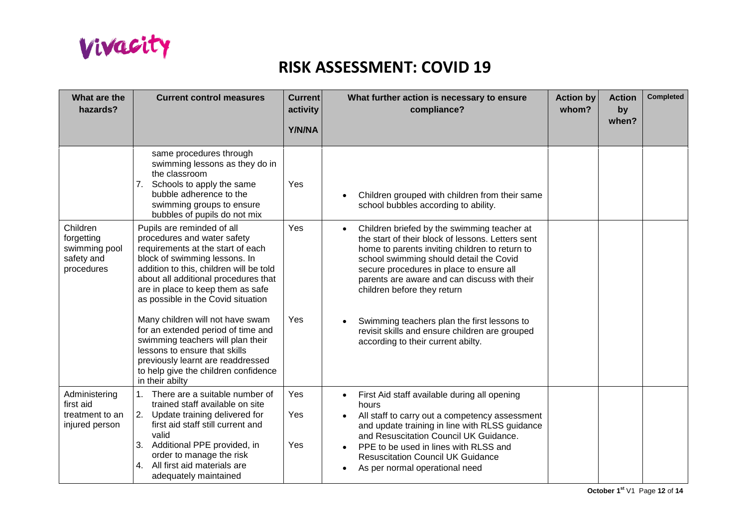Vivacity

# RISK ASSESSMENT: COVID 19

| What are the hazards? | Current control measures | Current activity Y/N/NA | What further action is necessary to ensure compliance? | Action by whom? | Action by when? | Completed |
|---|---|---|---|---|---|---|
| | same procedures through swimming lessons as they do in the classroom<br>7. Schools to apply the same bubble adherence to the swimming groups to ensure bubbles of pupils do not mix | Yes | • Children grouped with children from their same school bubbles according to ability. | | | |
| Children forgetting swimming pool safety and procedures | Pupils are reminded of all procedures and water safety requirements at the start of each block of swimming lessons. In addition to this, children will be told about all additional procedures that are in place to keep them as safe as possible in the Covid situation<br><br>Many children will not have swam for an extended period of time and swimming teachers will plan their lessons to ensure that skills previously learnt are readdressed to help give the children confidence in their abilty | Yes<br><br>Yes | • Children briefed by the swimming teacher at the start of their block of lessons. Letters sent home to parents inviting children to return to school swimming should detail the Covid secure procedures in place to ensure all parents are aware and can discuss with their children before they return<br><br>• Swimming teachers plan the first lessons to revisit skills and ensure children are grouped according to their current abilty. | | | |
| Administering first aid treatment to an injured person | 1. There are a suitable number of trained staff available on site<br>2. Update training delivered for first aid staff still current and valid<br>3. Additional PPE provided, in order to manage the risk<br>4. All first aid materials are adequately maintained | Yes<br>Yes<br>Yes | • First Aid staff available during all opening hours<br>• All staff to carry out a competency assessment and update training in line with RLSS guidance and Resuscitation Council UK Guidance.<br>• PPE to be used in lines with RLSS and Resuscitation Council UK Guidance<br>• As per normal operational need | | | |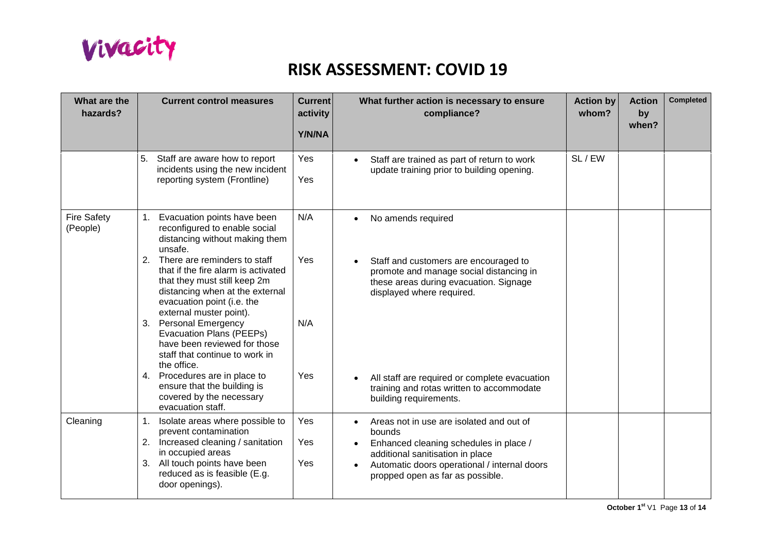Vivacity

# RISK ASSESSMENT: COVID 19

| What are the hazards? | Current control measures | Current activity Y/N/NA | What further action is necessary to ensure compliance? | Action by whom? | Action by when? | Completed |
|---|---|---|---|---|---|---|
| | 5. Staff are aware how to report incidents using the new incident reporting system (Frontline) | Yes<br>Yes | • Staff are trained as part of return to work update training prior to building opening. | SL / EW | | |
| Fire Safety (People) | 1. Evacuation points have been reconfigured to enable social distancing without making them unsafe.<br>2. There are reminders to staff that if the fire alarm is activated that they must still keep 2m distancing when at the external evacuation point (i.e. the external muster point).<br>3. Personal Emergency Evacuation Plans (PEEPs) have been reviewed for those staff that continue to work in the office.<br>4. Procedures are in place to ensure that the building is covered by the necessary evacuation staff. | N/A<br>Yes<br>N/A<br>Yes | • No amends required<br>• Staff and customers are encouraged to promote and manage social distancing in these areas during evacuation. Signage displayed where required.<br>• All staff are required or complete evacuation training and rotas written to accommodate building requirements. | | | |
| Cleaning | 1. Isolate areas where possible to prevent contamination<br>2. Increased cleaning / sanitation in occupied areas<br>3. All touch points have been reduced as is feasible (E.g. door openings). | Yes<br>Yes<br>Yes | • Areas not in use are isolated and out of bounds<br>• Enhanced cleaning schedules in place / additional sanitisation in place<br>• Automatic doors operational / internal doors propped open as far as possible. | | | |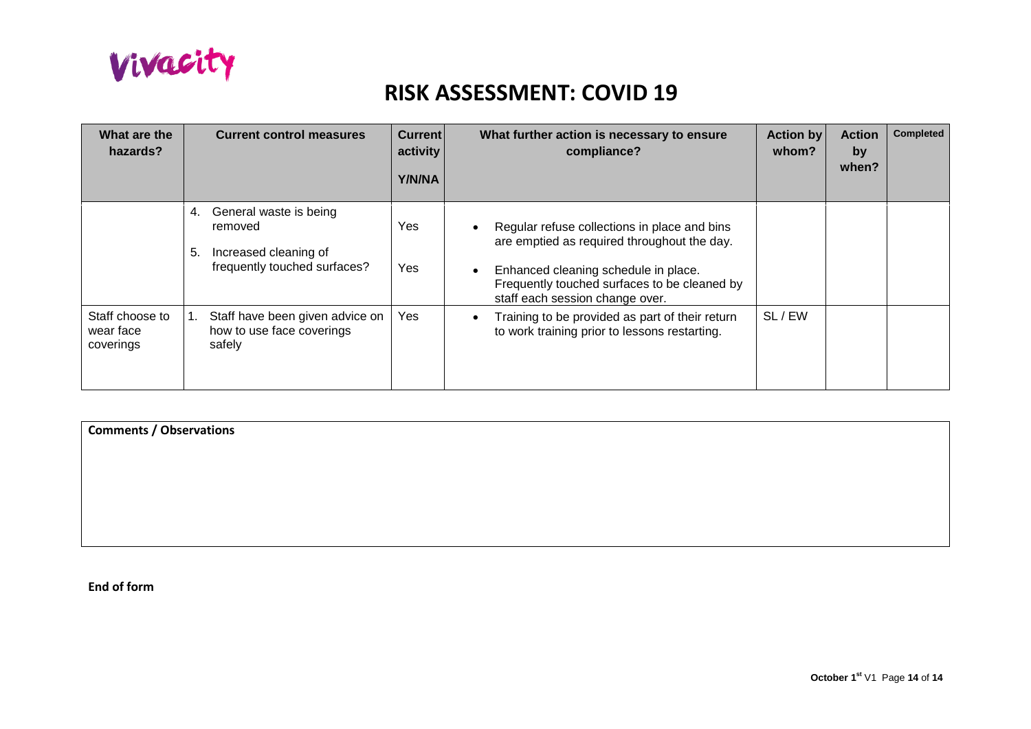# RISK ASSESSMENT: COVID 19

| What are the hazards? | Current control measures | Current activity Y/N/NA | What further action is necessary to ensure compliance? | Action by whom? | Action by when? | Completed |
|---|---|---|---|---|---|---|
| | 4. General waste is being removed<br>5. Increased cleaning of frequently touched surfaces? | Yes<br>Yes | • Regular refuse collections in place and bins are emptied as required throughout the day.<br>• Enhanced cleaning schedule in place. Frequently touched surfaces to be cleaned by staff each session change over. | | | |
| Staff choose to wear face coverings | 1. Staff have been given advice on how to use face coverings safely | Yes | • Training to be provided as part of their return to work training prior to lessons restarting. | SL / EW | | |

| Comments / Observations |
|---|
| |

**End of form**